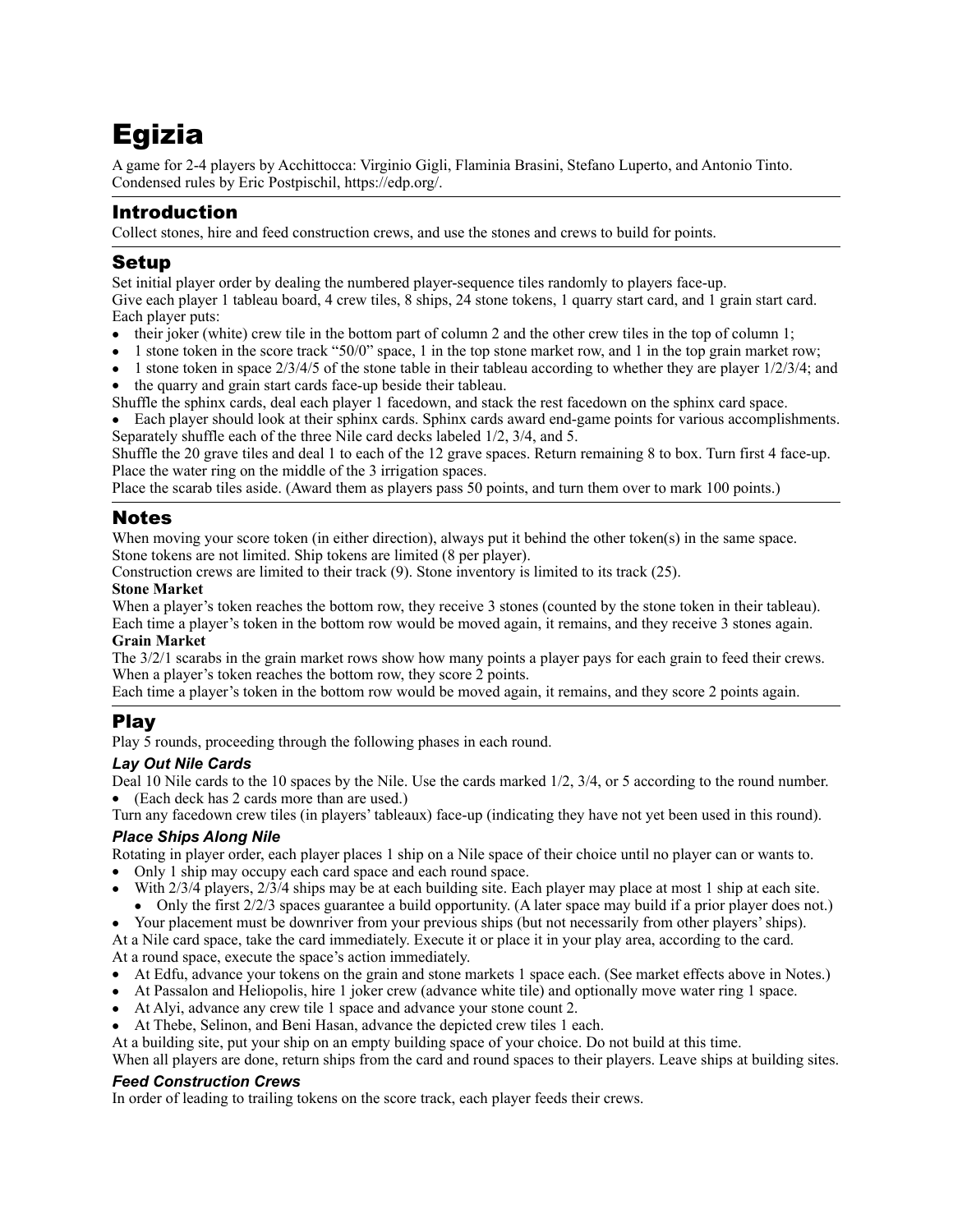# Egizia

A game for 2-4 players by Acchittocca: Virginio Gigli, Flaminia Brasini, Stefano Luperto, and Antonio Tinto.
Condensed rules by Eric Postpischil, https://edp.org/.

## Introduction

Collect stones, hire and feed construction crews, and use the stones and crews to build for points.

## Setup

Set initial player order by dealing the numbered player-sequence tiles randomly to players face-up.
Give each player 1 tableau board, 4 crew tiles, 8 ships, 24 stone tokens, 1 quarry start card, and 1 grain start card.
Each player puts:

- their joker (white) crew tile in the bottom part of column 2 and the other crew tiles in the top of column 1;
- 1 stone token in the score track "50/0" space, 1 in the top stone market row, and 1 in the top grain market row;
- 1 stone token in space 2/3/4/5 of the stone table in their tableau according to whether they are player 1/2/3/4; and
- the quarry and grain start cards face-up beside their tableau.

Shuffle the sphinx cards, deal each player 1 facedown, and stack the rest facedown on the sphinx card space.

- Each player should look at their sphinx cards. Sphinx cards award end-game points for various accomplishments.

Separately shuffle each of the three Nile card decks labeled 1/2, 3/4, and 5.
Shuffle the 20 grave tiles and deal 1 to each of the 12 grave spaces. Return remaining 8 to box. Turn first 4 face-up.
Place the water ring on the middle of the 3 irrigation spaces.
Place the scarab tiles aside. (Award them as players pass 50 points, and turn them over to mark 100 points.)

## Notes

When moving your score token (in either direction), always put it behind the other token(s) in the same space.
Stone tokens are not limited. Ship tokens are limited (8 per player).
Construction crews are limited to their track (9). Stone inventory is limited to its track (25).

**Stone Market**

When a player's token reaches the bottom row, they receive 3 stones (counted by the stone token in their tableau).
Each time a player's token in the bottom row would be moved again, it remains, and they receive 3 stones again.

**Grain Market**

The 3/2/1 scarabs in the grain market rows show how many points a player pays for each grain to feed their crews.
When a player's token reaches the bottom row, they score 2 points.
Each time a player's token in the bottom row would be moved again, it remains, and they score 2 points again.

## Play

Play 5 rounds, proceeding through the following phases in each round.

### *Lay Out Nile Cards*

Deal 10 Nile cards to the 10 spaces by the Nile. Use the cards marked 1/2, 3/4, or 5 according to the round number.

- (Each deck has 2 cards more than are used.)

Turn any facedown crew tiles (in players' tableaux) face-up (indicating they have not yet been used in this round).

### *Place Ships Along Nile*

Rotating in player order, each player places 1 ship on a Nile space of their choice until no player can or wants to.

- Only 1 ship may occupy each card space and each round space.
- With 2/3/4 players, 2/3/4 ships may be at each building site. Each player may place at most 1 ship at each site.
  - Only the first 2/2/3 spaces guarantee a build opportunity. (A later space may build if a prior player does not.)
- Your placement must be downriver from your previous ships (but not necessarily from other players' ships).

At a Nile card space, take the card immediately. Execute it or place it in your play area, according to the card.
At a round space, execute the space's action immediately.

- At Edfu, advance your tokens on the grain and stone markets 1 space each. (See market effects above in Notes.)
- At Passalon and Heliopolis, hire 1 joker crew (advance white tile) and optionally move water ring 1 space.
- At Alyi, advance any crew tile 1 space and advance your stone count 2.
- At Thebe, Selinon, and Beni Hasan, advance the depicted crew tiles 1 each.

At a building site, put your ship on an empty building space of your choice. Do not build at this time.
When all players are done, return ships from the card and round spaces to their players. Leave ships at building sites.

### *Feed Construction Crews*

In order of leading to trailing tokens on the score track, each player feeds their crews.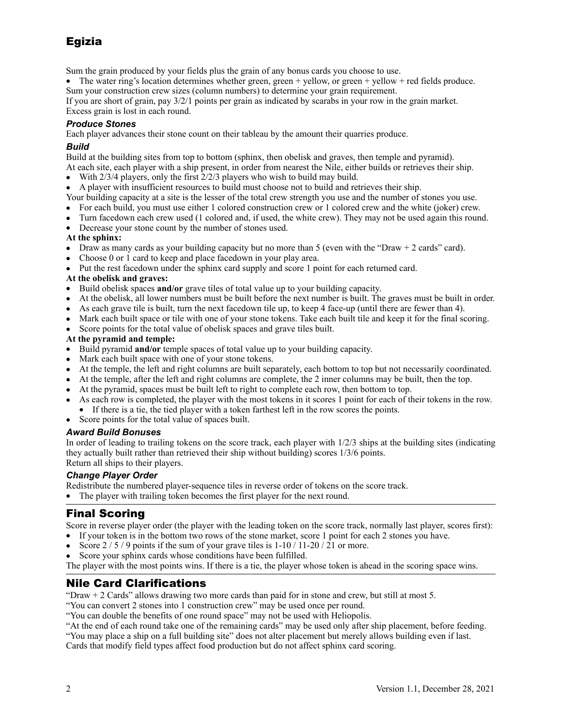Sum the grain produced by your fields plus the grain of any bonus cards you choose to use.

- The water ring's location determines whether green, green + yellow, or green + yellow + red fields produce.

Sum your construction crew sizes (column numbers) to determine your grain requirement.
If you are short of grain, pay 3/2/1 points per grain as indicated by scarabs in your row in the grain market.
Excess grain is lost in each round.

### *Produce Stones*

Each player advances their stone count on their tableau by the amount their quarries produce.

### *Build*

Build at the building sites from top to bottom (sphinx, then obelisk and graves, then temple and pyramid).
At each site, each player with a ship present, in order from nearest the Nile, either builds or retrieves their ship.

- With 2/3/4 players, only the first 2/2/3 players who wish to build may build.
- A player with insufficient resources to build must choose not to build and retrieves their ship.

Your building capacity at a site is the lesser of the total crew strength you use and the number of stones you use.

- For each build, you must use either 1 colored construction crew or 1 colored crew and the white (joker) crew.
- Turn facedown each crew used (1 colored and, if used, the white crew). They may not be used again this round.
- Decrease your stone count by the number of stones used.

**At the sphinx:**

- Draw as many cards as your building capacity but no more than 5 (even with the "Draw + 2 cards" card).
- Choose 0 or 1 card to keep and place facedown in your play area.
- Put the rest facedown under the sphinx card supply and score 1 point for each returned card.

**At the obelisk and graves:**

- Build obelisk spaces **and/or** grave tiles of total value up to your building capacity.
- At the obelisk, all lower numbers must be built before the next number is built. The graves must be built in order.
- As each grave tile is built, turn the next facedown tile up, to keep 4 face-up (until there are fewer than 4).
- Mark each built space or tile with one of your stone tokens. Take each built tile and keep it for the final scoring.
- Score points for the total value of obelisk spaces and grave tiles built.

**At the pyramid and temple:**

- Build pyramid **and/or** temple spaces of total value up to your building capacity.
- Mark each built space with one of your stone tokens.
- At the temple, the left and right columns are built separately, each bottom to top but not necessarily coordinated.
- At the temple, after the left and right columns are complete, the 2 inner columns may be built, then the top.
- At the pyramid, spaces must be built left to right to complete each row, then bottom to top.
- As each row is completed, the player with the most tokens in it scores 1 point for each of their tokens in the row.
  - If there is a tie, the tied player with a token farthest left in the row scores the points.
- Score points for the total value of spaces built.

### *Award Build Bonuses*

In order of leading to trailing tokens on the score track, each player with 1/2/3 ships at the building sites (indicating they actually built rather than retrieved their ship without building) scores 1/3/6 points.
Return all ships to their players.

### *Change Player Order*

Redistribute the numbered player-sequence tiles in reverse order of tokens on the score track.

- The player with trailing token becomes the first player for the next round.

## Final Scoring

Score in reverse player order (the player with the leading token on the score track, normally last player, scores first):

- If your token is in the bottom two rows of the stone market, score 1 point for each 2 stones you have.
- Score 2 / 5 / 9 points if the sum of your grave tiles is 1-10 / 11-20 / 21 or more.
- Score your sphinx cards whose conditions have been fulfilled.

The player with the most points wins. If there is a tie, the player whose token is ahead in the scoring space wins.

## Nile Card Clarifications

"Draw + 2 Cards" allows drawing two more cards than paid for in stone and crew, but still at most 5.
"You can convert 2 stones into 1 construction crew" may be used once per round.
"You can double the benefits of one round space" may not be used with Heliopolis.
"At the end of each round take one of the remaining cards" may be used only after ship placement, before feeding.
"You may place a ship on a full building site" does not alter placement but merely allows building even if last.
Cards that modify field types affect food production but do not affect sphinx card scoring.